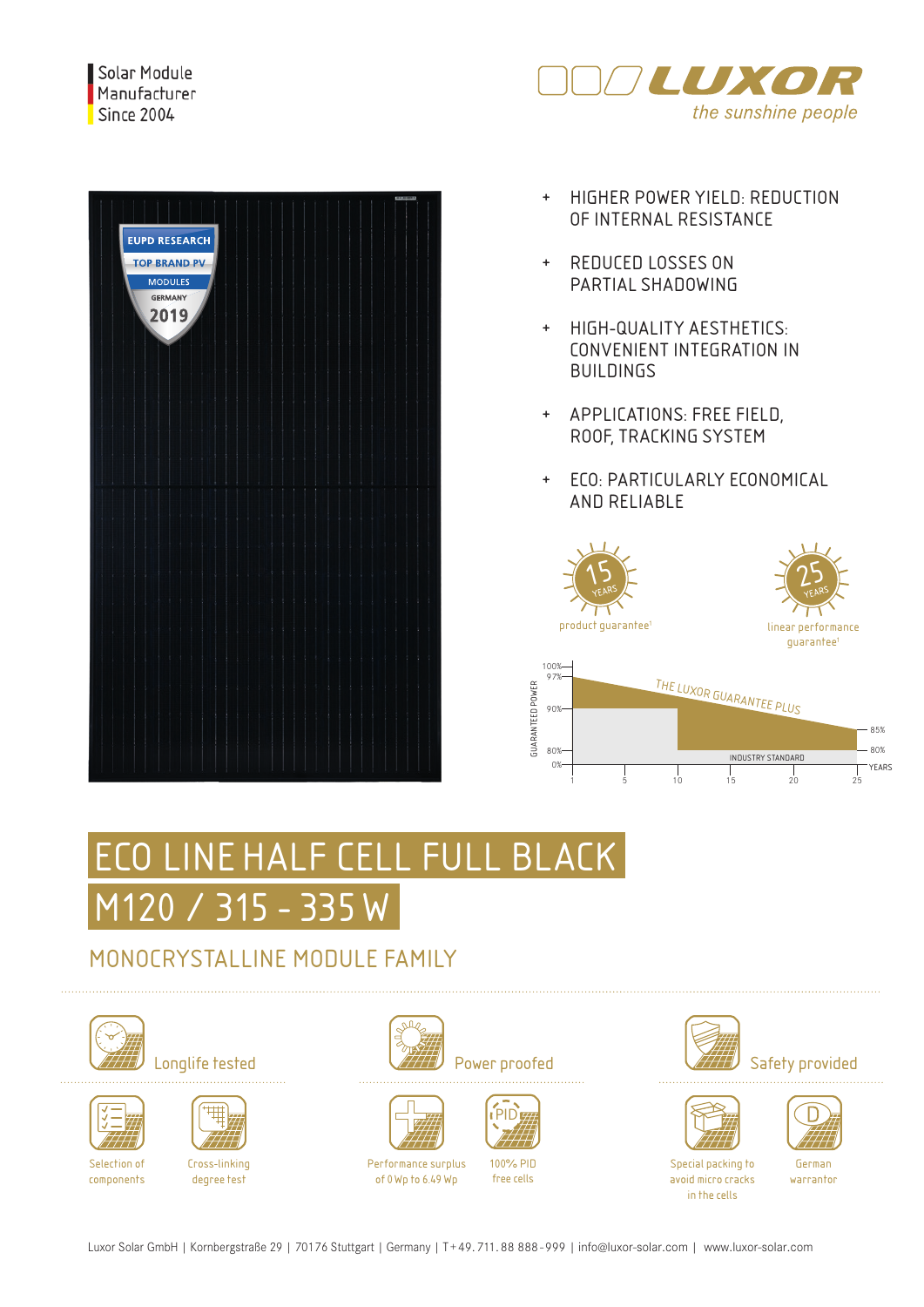Solar Module Manufacturer Since 2004

LUXOR
*the sunshine people*

EUPD RESEARCH TOP BRAND PV MODULES GERMANY 2019

- HIGHER POWER YIELD: REDUCTION OF INTERNAL RESISTANCE
- REDUCED LOSSES ON PARTIAL SHADOWING
- HIGH-QUALITY AESTHETICS: CONVENIENT INTEGRATION IN BUILDINGS
- APPLICATIONS: FREE FIELD, ROOF, TRACKING SYSTEM
- ECO: PARTICULARLY ECONOMICAL AND RELIABLE

15 YEARS product guarantee[1]

25 YEARS linear performance guarantee[1]

GUARANTEED POWER: 100%, 97%, 90%, 80%, 0%

THE LUXOR GUARANTEE PLUS — 85%

INDUSTRY STANDARD — 80%

YEARS: 1, 5, 10, 15, 20, 25

# ECO LINE HALF CELL FULL BLACK M120 / 315 - 335 W

## MONOCRYSTALLINE MODULE FAMILY

**Longlife tested**
- Selection of components
- Cross-linking degree test

**Power proofed**
- Performance surplus of 0 Wp to 6.49 Wp
- 100% PID free cells

**Safety provided**
- Special packing to avoid micro cracks in the cells
- German warrantor

Luxor Solar GmbH | Kornbergstraße 29 | 70176 Stuttgart | Germany | T+49. 711. 88 888 - 999 | info@luxor-solar.com | www.luxor-solar.com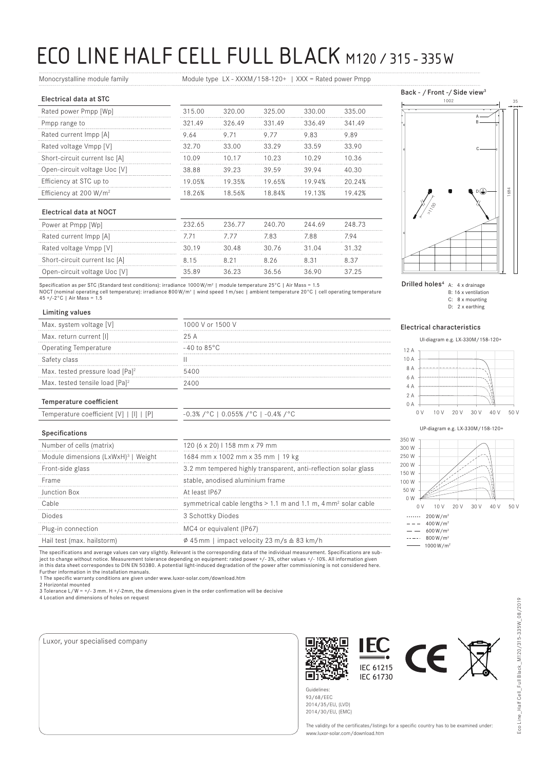# ECO LINE HALF CELL FULL BLACK M120 / 315 - 335 W

Monocrystalline module family

Module type LX - XXXM/158-120+ | XXX = Rated power Pmpp

### Electrical data at STC

| | | | | | |
|---|---|---|---|---|---|
| Rated power Pmpp [Wp] | 315.00 | 320.00 | 325.00 | 330.00 | 335.00 |
| Pmpp range to | 321.49 | 326.49 | 331.49 | 336.49 | 341.49 |
| Rated current Impp [A] | 9.64 | 9.71 | 9.77 | 9.83 | 9.89 |
| Rated voltage Vmpp [V] | 32.70 | 33.00 | 33.29 | 33.59 | 33.90 |
| Short-circuit current Isc [A] | 10.09 | 10.17 | 10.23 | 10.29 | 10.36 |
| Open-circuit voltage Uoc [V] | 38.88 | 39.23 | 39.59 | 39.94 | 40.30 |
| Efficiency at STC up to | 19.05% | 19.35% | 19.65% | 19.94% | 20.24% |
| Efficiency at 200 W/m² | 18.26% | 18.56% | 18.84% | 19.13% | 19.42% |

### Electrical data at NOCT

| | | | | | |
|---|---|---|---|---|---|
| Power at Pmpp [Wp] | 232.65 | 236.77 | 240.70 | 244.69 | 248.73 |
| Rated current Impp [A] | 7.71 | 7.77 | 7.83 | 7.88 | 7.94 |
| Rated voltage Vmpp [V] | 30.19 | 30.48 | 30.76 | 31.04 | 31.32 |
| Short-circuit current Isc [A] | 8.15 | 8.21 | 8.26 | 8.31 | 8.37 |
| Open-circuit voltage Uoc [V] | 35.89 | 36.23 | 36.56 | 36.90 | 37.25 |

Specification as per STC (Standard test conditions): irradiance 1000 W/m² | module temperature 25°C | Air Mass = 1.5
NOCT (nominal operating cell temperature): irradiance 800 W/m² | wind speed 1 m/sec | ambient temperature 20°C | cell operating temperature 45 +/-2°C | Air Mass = 1.5

### Limiting values

| | |
|---|---|
| Max. system voltage [V] | 1000 V or 1500 V |
| Max. return current [I] | 25 A |
| Operating Temperature | -40 to 85°C |
| Safety class | II |
| Max. tested pressure load [Pa][2] | 5400 |
| Max. tested tensile load [Pa][2] | 2400 |

### Temperature coefficient

| | |
|---|---|
| Temperature coefficient [V] \| [I] \| [P] | -0.3% /°C \| 0.055% /°C \| -0.4% /°C |

### Specifications

| | |
|---|---|
| Number of cells (matrix) | 120 (6 x 20) I 158 mm x 79 mm |
| Module dimensions (LxWxH)[3] \| Weight | 1684 mm x 1002 mm x 35 mm \| 19 kg |
| Front-side glass | 3.2 mm tempered highly transparent, anti-reflection solar glass |
| Frame | stable, anodised aluminium frame |
| Junction Box | At least IP67 |
| Cable | symmetrical cable lengths > 1.1 m and 1.1 m, 4 mm² solar cable |
| Diodes | 3 Schottky Diodes |
| Plug-in connection | MC4 or equivalent (IP67) |
| Hail test (max. hailstorm) | Ø 45 mm \| impact velocity 23 m/s ≙ 83 km/h |

The specifications and average values can vary slightly. Relevant is the corresponding data of the individual measurement. Specifications are subject to change without notice. Measurement tolerance depending on equipment: rated power +/- 3%, other values +/- 10%. All information given in this data sheet correspondes to DIN EN 50380. A potential light-induced degradation of the power after commissioning is not considered here. Further information in the installation manuals.

1 The specific warranty conditions are given under www.luxor-solar.com/download.htm
2 Horizontal mounted
3 Tolerance L/W = +/- 3 mm. H +/-2mm, the dimensions given in the order confirmation will be decisive
4 Location and dimensions of holes on request

### Back - / Front -/ Side view[3]

1002
35
1684
A
B
C
D
>1100

**Drilled holes[4]**
A: 4 x drainage
B: 16 x ventilation
C: 8 x mounting
D: 2 x earthing

### Electrical characteristics

UI-diagram e.g. LX-330M/158-120+

12 A
10 A
8 A
6 A
4 A
2 A
0 A
0 V 10 V 20 V 30 V 40 V 50 V

UP-diagram e.g. LX-330M/158-120+

350 W
300 W
250 W
200 W
150 W
100 W
50 W
0 W
0 V 10 V 20 V 30 V 40 V 50 V

200 W/m²
400 W/m²
600 W/m²
800 W/m²
1000 W/m²

Luxor, your specialised company

IEC 61215
IEC 61730

Guidelines:
93/68/EEC
2014/35/EU, (LVD)
2014/30/EU, (EMC)

The validity of the certificates/listings for a specific country has to be examined under: www.luxor-solar.com/download.htm

Eco Line_Half Cell_Full Black_M120/315-335W_08/2019